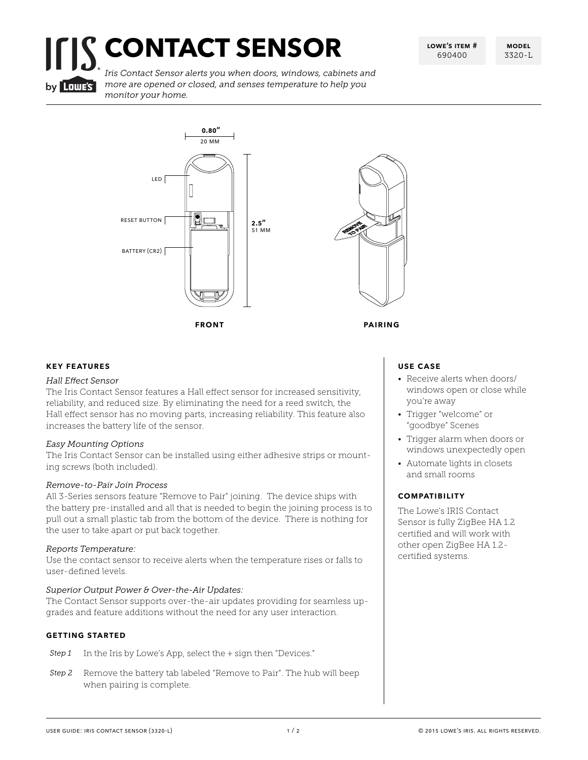# CONTACT SENSOR

| LOWE'S ITEM # | MODEL |
| --- | --- |
| 690400 | 3320-L |

*Iris Contact Sensor alerts you when doors, windows, cabinets and more are opened or closed, and senses temperature to help you monitor your home.*

0.80″
20 MM

LED

RESET BUTTON

BATTERY (CR2)

2.5″
51 MM

REMOVE TO PAIR

**FRONT**

**PAIRING**

## KEY FEATURES

*Hall Effect Sensor*

The Iris Contact Sensor features a Hall effect sensor for increased sensitivity, reliability, and reduced size. By eliminating the need for a reed switch, the Hall effect sensor has no moving parts, increasing reliability. This feature also increases the battery life of the sensor.

*Easy Mounting Options*

The Iris Contact Sensor can be installed using either adhesive strips or mounting screws (both included).

*Remove-to-Pair Join Process*

All 3-Series sensors feature "Remove to Pair" joining. The device ships with the battery pre-installed and all that is needed to begin the joining process is to pull out a small plastic tab from the bottom of the device. There is nothing for the user to take apart or put back together.

*Reports Temperature:*

Use the contact sensor to receive alerts when the temperature rises or falls to user-defined levels.

*Superior Output Power & Over-the-Air Updates:*

The Contact Sensor supports over-the-air updates providing for seamless upgrades and feature additions without the need for any user interaction.

## GETTING STARTED

*Step 1* In the Iris by Lowe's App, select the + sign then "Devices."

*Step 2* Remove the battery tab labeled "Remove to Pair". The hub will beep when pairing is complete.

## USE CASE

- Receive alerts when doors/ windows open or close while you're away
- Trigger "welcome" or "goodbye" Scenes
- Trigger alarm when doors or windows unexpectedly open
- Automate lights in closets and small rooms

## COMPATIBILITY

The Lowe's IRIS Contact Sensor is fully ZigBee HA 1.2 certified and will work with other open ZigBee HA 1.2-certified systems.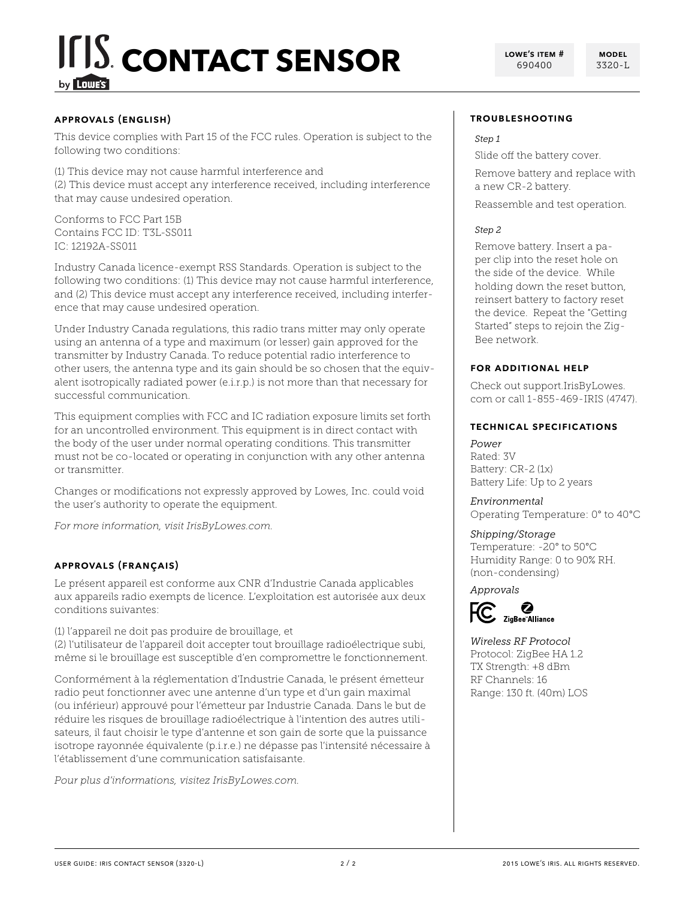# IRIS by Lowe's CONTACT SENSOR

**LOWE'S ITEM #** 690400

**MODEL** 3320-L

## APPROVALS (ENGLISH)

This device complies with Part 15 of the FCC rules. Operation is subject to the following two conditions:

(1) This device may not cause harmful interference and
(2) This device must accept any interference received, including interference that may cause undesired operation.

Conforms to FCC Part 15B
Contains FCC ID: T3L-SS011
IC: 12192A-SS011

Industry Canada licence-exempt RSS Standards. Operation is subject to the following two conditions: (1) This device may not cause harmful interference, and (2) This device must accept any interference received, including interference that may cause undesired operation.

Under Industry Canada regulations, this radio trans mitter may only operate using an antenna of a type and maximum (or lesser) gain approved for the transmitter by Industry Canada. To reduce potential radio interference to other users, the antenna type and its gain should be so chosen that the equivalent isotropically radiated power (e.i.r.p.) is not more than that necessary for successful communication.

This equipment complies with FCC and IC radiation exposure limits set forth for an uncontrolled environment. This equipment is in direct contact with the body of the user under normal operating conditions. This transmitter must not be co-located or operating in conjunction with any other antenna or transmitter.

Changes or modifications not expressly approved by Lowes, Inc. could void the user's authority to operate the equipment.

*For more information, visit IrisByLowes.com.*

## APPROVALS (FRANÇAIS)

Le présent appareil est conforme aux CNR d'Industrie Canada applicables aux appareils radio exempts de licence. L'exploitation est autorisée aux deux conditions suivantes:

(1) l'appareil ne doit pas produire de brouillage, et
(2) l'utilisateur de l'appareil doit accepter tout brouillage radioélectrique subi, même si le brouillage est susceptible d'en compromettre le fonctionnement.

Conformément à la réglementation d'Industrie Canada, le présent émetteur radio peut fonctionner avec une antenne d'un type et d'un gain maximal (ou inférieur) approuvé pour l'émetteur par Industrie Canada. Dans le but de réduire les risques de brouillage radioélectrique à l'intention des autres utilisateurs, il faut choisir le type d'antenne et son gain de sorte que la puissance isotrope rayonnée équivalente (p.i.r.e.) ne dépasse pas l'intensité nécessaire à l'établissement d'une communication satisfaisante.

*Pour plus d'informations, visitez IrisByLowes.com.*

## TROUBLESHOOTING

*Step 1*

Slide off the battery cover.

Remove battery and replace with a new CR-2 battery.

Reassemble and test operation.

*Step 2*

Remove battery. Insert a paper clip into the reset hole on the side of the device. While holding down the reset button, reinsert battery to factory reset the device. Repeat the "Getting Started" steps to rejoin the ZigBee network.

## FOR ADDITIONAL HELP

Check out support.IrisByLowes.com or call 1-855-469-IRIS (4747).

## TECHNICAL SPECIFICATIONS

*Power*
Rated: 3V
Battery: CR-2 (1x)
Battery Life: Up to 2 years

*Environmental*
Operating Temperature: 0° to 40°C

*Shipping/Storage*
Temperature: -20° to 50°C
Humidity Range: 0 to 90% RH. (non-condensing)

*Approvals*

FC ZigBee Alliance

*Wireless RF Protocol*
Protocol: ZigBee HA 1.2
TX Strength: +8 dBm
RF Channels: 16
Range: 130 ft. (40m) LOS